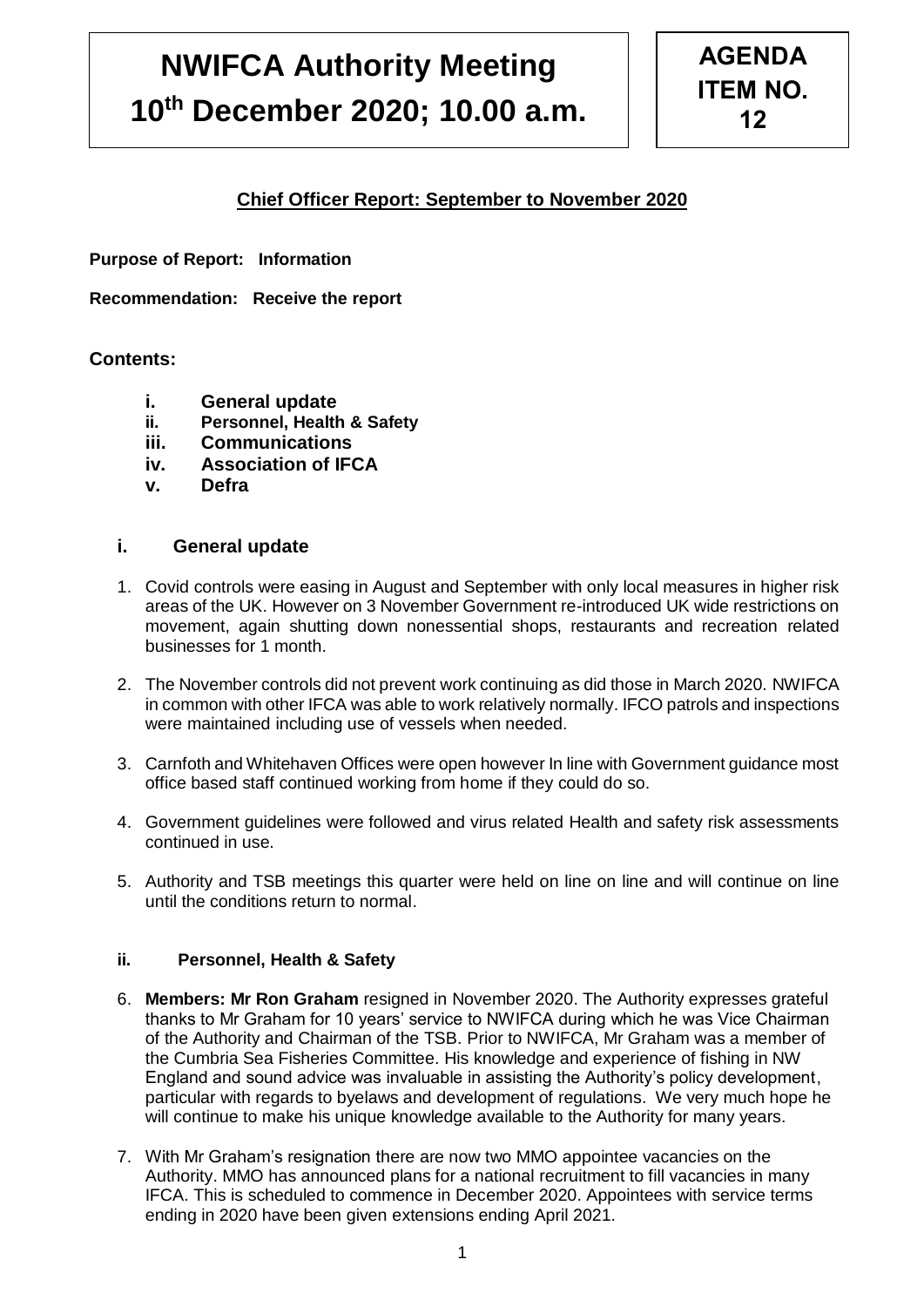# NWIFCA Authority Meeting 10th December 2020; 10.00 a.m.

**AGENDA ITEM NO. 12**

**Chief Officer Report: September to November 2020**

**Purpose of Report: Information**

**Recommendation: Receive the report**

## Contents:

- **i. General update**
- **ii. Personnel, Health & Safety**
- **iii. Communications**
- **iv. Association of IFCA**
- **v. Defra**

## i. General update

1. Covid controls were easing in August and September with only local measures in higher risk areas of the UK. However on 3 November Government re-introduced UK wide restrictions on movement, again shutting down nonessential shops, restaurants and recreation related businesses for 1 month.
2. The November controls did not prevent work continuing as did those in March 2020. NWIFCA in common with other IFCA was able to work relatively normally. IFCO patrols and inspections were maintained including use of vessels when needed.
3. Carnfoth and Whitehaven Offices were open however In line with Government guidance most office based staff continued working from home if they could do so.
4. Government guidelines were followed and virus related Health and safety risk assessments continued in use.
5. Authority and TSB meetings this quarter were held on line on line and will continue on line until the conditions return to normal.

## ii. Personnel, Health & Safety

6. **Members: Mr Ron Graham** resigned in November 2020. The Authority expresses grateful thanks to Mr Graham for 10 years' service to NWIFCA during which he was Vice Chairman of the Authority and Chairman of the TSB. Prior to NWIFCA, Mr Graham was a member of the Cumbria Sea Fisheries Committee. His knowledge and experience of fishing in NW England and sound advice was invaluable in assisting the Authority's policy development, particular with regards to byelaws and development of regulations. We very much hope he will continue to make his unique knowledge available to the Authority for many years.
7. With Mr Graham's resignation there are now two MMO appointee vacancies on the Authority. MMO has announced plans for a national recruitment to fill vacancies in many IFCA. This is scheduled to commence in December 2020. Appointees with service terms ending in 2020 have been given extensions ending April 2021.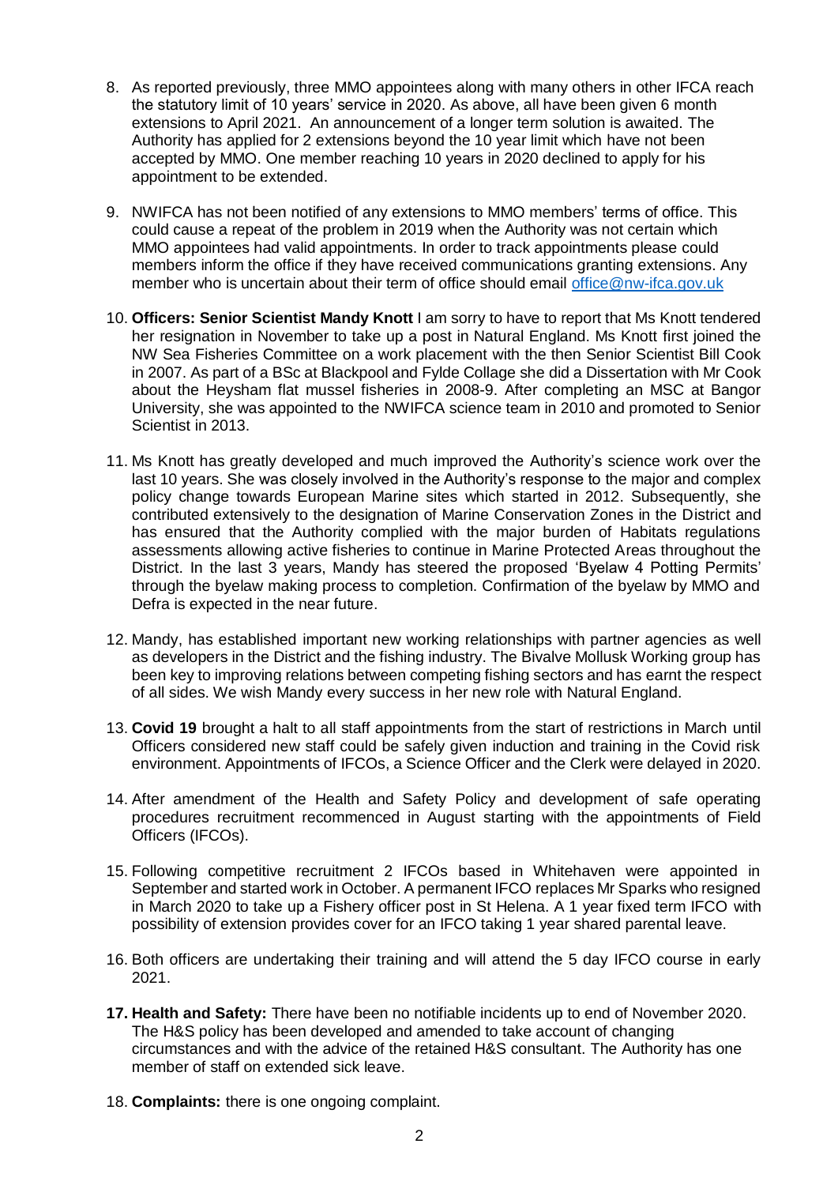8. As reported previously, three MMO appointees along with many others in other IFCA reach the statutory limit of 10 years' service in 2020. As above, all have been given 6 month extensions to April 2021. An announcement of a longer term solution is awaited. The Authority has applied for 2 extensions beyond the 10 year limit which have not been accepted by MMO. One member reaching 10 years in 2020 declined to apply for his appointment to be extended.

9. NWIFCA has not been notified of any extensions to MMO members' terms of office. This could cause a repeat of the problem in 2019 when the Authority was not certain which MMO appointees had valid appointments. In order to track appointments please could members inform the office if they have received communications granting extensions. Any member who is uncertain about their term of office should email office@nw-ifca.gov.uk

10. **Officers: Senior Scientist Mandy Knott** I am sorry to have to report that Ms Knott tendered her resignation in November to take up a post in Natural England. Ms Knott first joined the NW Sea Fisheries Committee on a work placement with the then Senior Scientist Bill Cook in 2007. As part of a BSc at Blackpool and Fylde Collage she did a Dissertation with Mr Cook about the Heysham flat mussel fisheries in 2008-9. After completing an MSC at Bangor University, she was appointed to the NWIFCA science team in 2010 and promoted to Senior Scientist in 2013.

11. Ms Knott has greatly developed and much improved the Authority's science work over the last 10 years. She was closely involved in the Authority's response to the major and complex policy change towards European Marine sites which started in 2012. Subsequently, she contributed extensively to the designation of Marine Conservation Zones in the District and has ensured that the Authority complied with the major burden of Habitats regulations assessments allowing active fisheries to continue in Marine Protected Areas throughout the District. In the last 3 years, Mandy has steered the proposed 'Byelaw 4 Potting Permits' through the byelaw making process to completion. Confirmation of the byelaw by MMO and Defra is expected in the near future.

12. Mandy, has established important new working relationships with partner agencies as well as developers in the District and the fishing industry. The Bivalve Mollusk Working group has been key to improving relations between competing fishing sectors and has earnt the respect of all sides. We wish Mandy every success in her new role with Natural England.

13. **Covid 19** brought a halt to all staff appointments from the start of restrictions in March until Officers considered new staff could be safely given induction and training in the Covid risk environment. Appointments of IFCOs, a Science Officer and the Clerk were delayed in 2020.

14. After amendment of the Health and Safety Policy and development of safe operating procedures recruitment recommenced in August starting with the appointments of Field Officers (IFCOs).

15. Following competitive recruitment 2 IFCOs based in Whitehaven were appointed in September and started work in October. A permanent IFCO replaces Mr Sparks who resigned in March 2020 to take up a Fishery officer post in St Helena. A 1 year fixed term IFCO with possibility of extension provides cover for an IFCO taking 1 year shared parental leave.

16. Both officers are undertaking their training and will attend the 5 day IFCO course in early 2021.

17. **Health and Safety:** There have been no notifiable incidents up to end of November 2020. The H&S policy has been developed and amended to take account of changing circumstances and with the advice of the retained H&S consultant. The Authority has one member of staff on extended sick leave.

18. **Complaints:** there is one ongoing complaint.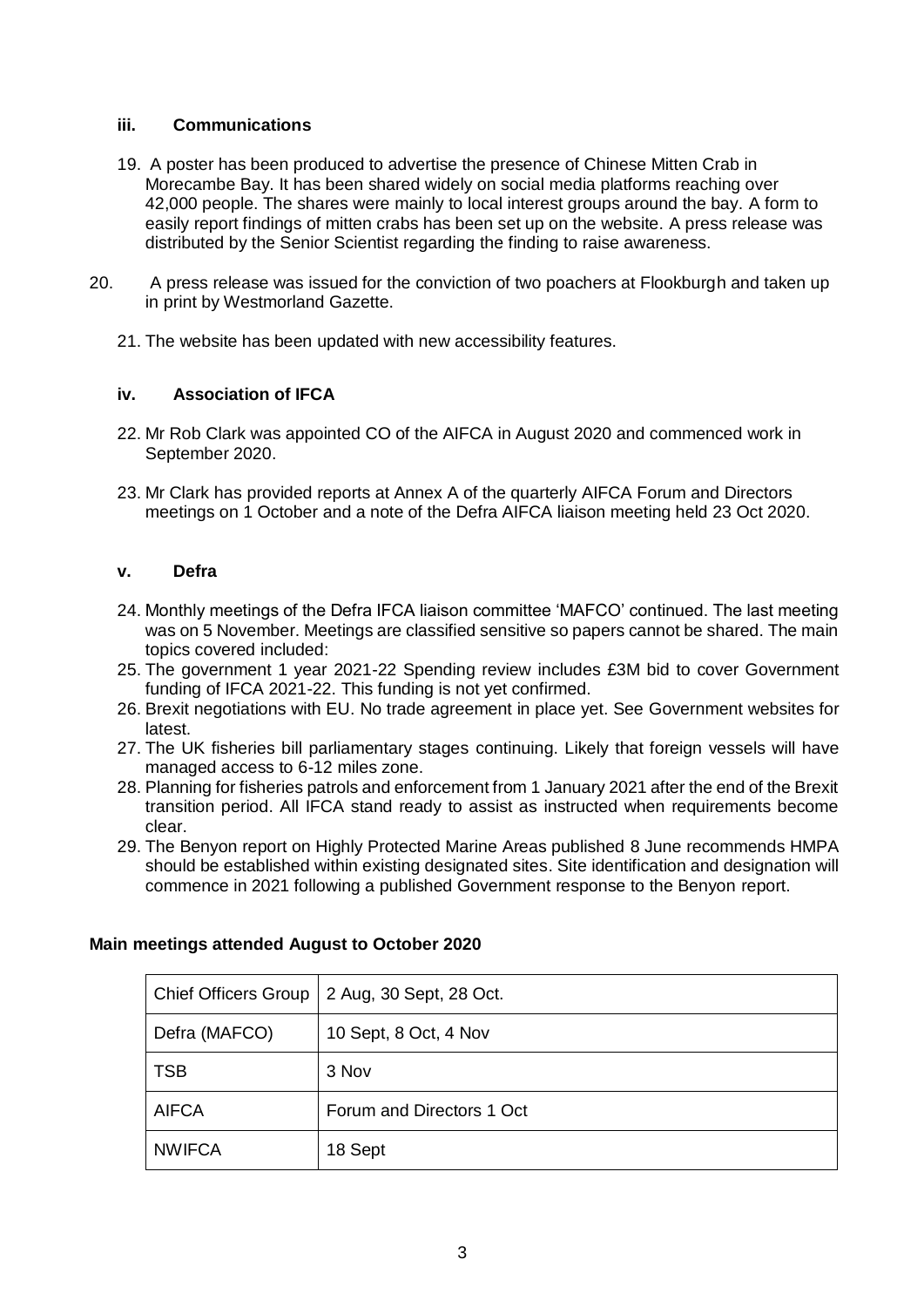### iii. Communications

19. A poster has been produced to advertise the presence of Chinese Mitten Crab in Morecambe Bay. It has been shared widely on social media platforms reaching over 42,000 people. The shares were mainly to local interest groups around the bay. A form to easily report findings of mitten crabs has been set up on the website. A press release was distributed by the Senior Scientist regarding the finding to raise awareness.

20. A press release was issued for the conviction of two poachers at Flookburgh and taken up in print by Westmorland Gazette.

21. The website has been updated with new accessibility features.

### iv. Association of IFCA

22. Mr Rob Clark was appointed CO of the AIFCA in August 2020 and commenced work in September 2020.

23. Mr Clark has provided reports at Annex A of the quarterly AIFCA Forum and Directors meetings on 1 October and a note of the Defra AIFCA liaison meeting held 23 Oct 2020.

### v. Defra

24. Monthly meetings of the Defra IFCA liaison committee 'MAFCO' continued. The last meeting was on 5 November. Meetings are classified sensitive so papers cannot be shared. The main topics covered included:

25. The government 1 year 2021-22 Spending review includes £3M bid to cover Government funding of IFCA 2021-22. This funding is not yet confirmed.

26. Brexit negotiations with EU. No trade agreement in place yet. See Government websites for latest.

27. The UK fisheries bill parliamentary stages continuing. Likely that foreign vessels will have managed access to 6-12 miles zone.

28. Planning for fisheries patrols and enforcement from 1 January 2021 after the end of the Brexit transition period. All IFCA stand ready to assist as instructed when requirements become clear.

29. The Benyon report on Highly Protected Marine Areas published 8 June recommends HMPA should be established within existing designated sites. Site identification and designation will commence in 2021 following a published Government response to the Benyon report.

**Main meetings attended August to October 2020**

| | |
|---|---|
| Chief Officers Group | 2 Aug, 30 Sept, 28 Oct. |
| Defra (MAFCO) | 10 Sept, 8 Oct, 4 Nov |
| TSB | 3 Nov |
| AIFCA | Forum and Directors 1 Oct |
| NWIFCA | 18 Sept |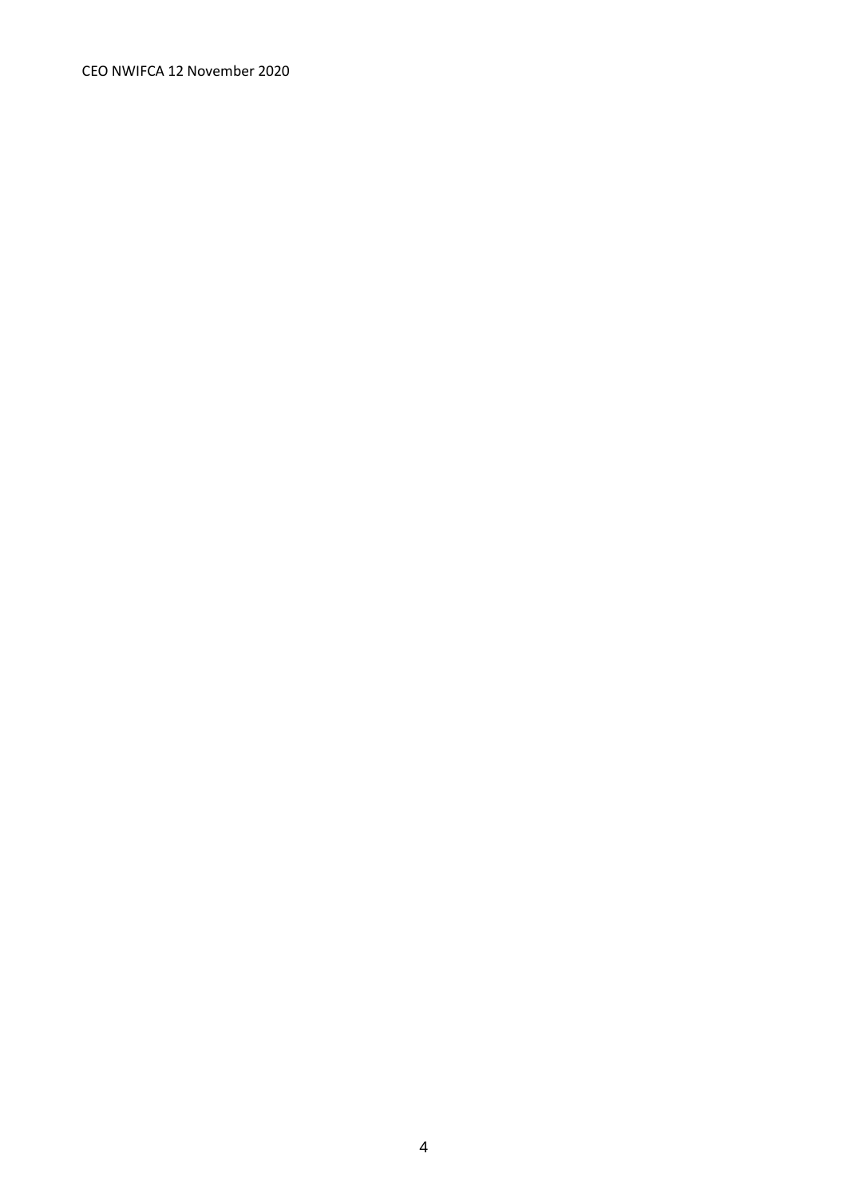CEO NWIFCA 12 November 2020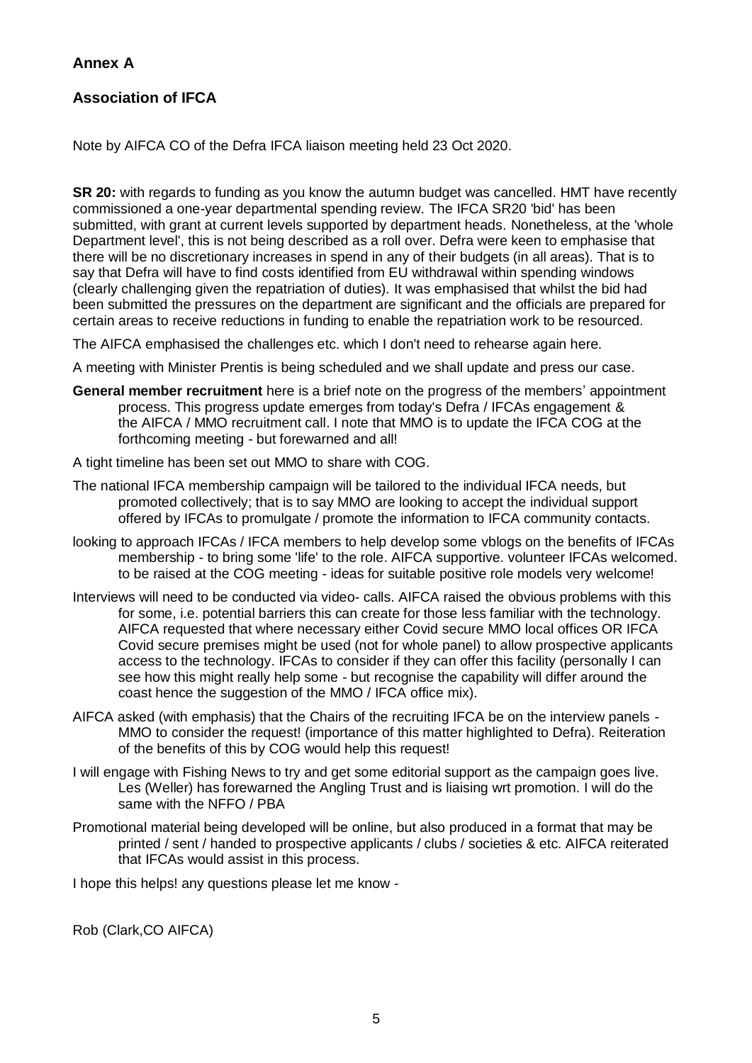## Annex A

## Association of IFCA

Note by AIFCA CO of the Defra IFCA liaison meeting held 23 Oct 2020.

**SR 20:** with regards to funding as you know the autumn budget was cancelled. HMT have recently commissioned a one-year departmental spending review. The IFCA SR20 'bid' has been submitted, with grant at current levels supported by department heads. Nonetheless, at the 'whole Department level', this is not being described as a roll over. Defra were keen to emphasise that there will be no discretionary increases in spend in any of their budgets (in all areas). That is to say that Defra will have to find costs identified from EU withdrawal within spending windows (clearly challenging given the repatriation of duties). It was emphasised that whilst the bid had been submitted the pressures on the department are significant and the officials are prepared for certain areas to receive reductions in funding to enable the repatriation work to be resourced.

The AIFCA emphasised the challenges etc. which I don't need to rehearse again here.

A meeting with Minister Prentis is being scheduled and we shall update and press our case.

**General member recruitment** here is a brief note on the progress of the members' appointment process. This progress update emerges from today's Defra / IFCAs engagement & the AIFCA / MMO recruitment call. I note that MMO is to update the IFCA COG at the forthcoming meeting - but forewarned and all!

A tight timeline has been set out MMO to share with COG.

The national IFCA membership campaign will be tailored to the individual IFCA needs, but promoted collectively; that is to say MMO are looking to accept the individual support offered by IFCAs to promulgate / promote the information to IFCA community contacts.

looking to approach IFCAs / IFCA members to help develop some vblogs on the benefits of IFCAs membership - to bring some 'life' to the role. AIFCA supportive. volunteer IFCAs welcomed. to be raised at the COG meeting - ideas for suitable positive role models very welcome!

Interviews will need to be conducted via video- calls. AIFCA raised the obvious problems with this for some, i.e. potential barriers this can create for those less familiar with the technology. AIFCA requested that where necessary either Covid secure MMO local offices OR IFCA Covid secure premises might be used (not for whole panel) to allow prospective applicants access to the technology. IFCAs to consider if they can offer this facility (personally I can see how this might really help some - but recognise the capability will differ around the coast hence the suggestion of the MMO / IFCA office mix).

AIFCA asked (with emphasis) that the Chairs of the recruiting IFCA be on the interview panels - MMO to consider the request! (importance of this matter highlighted to Defra). Reiteration of the benefits of this by COG would help this request!

I will engage with Fishing News to try and get some editorial support as the campaign goes live. Les (Weller) has forewarned the Angling Trust and is liaising wrt promotion. I will do the same with the NFFO / PBA

Promotional material being developed will be online, but also produced in a format that may be printed / sent / handed to prospective applicants / clubs / societies & etc. AIFCA reiterated that IFCAs would assist in this process.

I hope this helps! any questions please let me know -

Rob (Clark,CO AIFCA)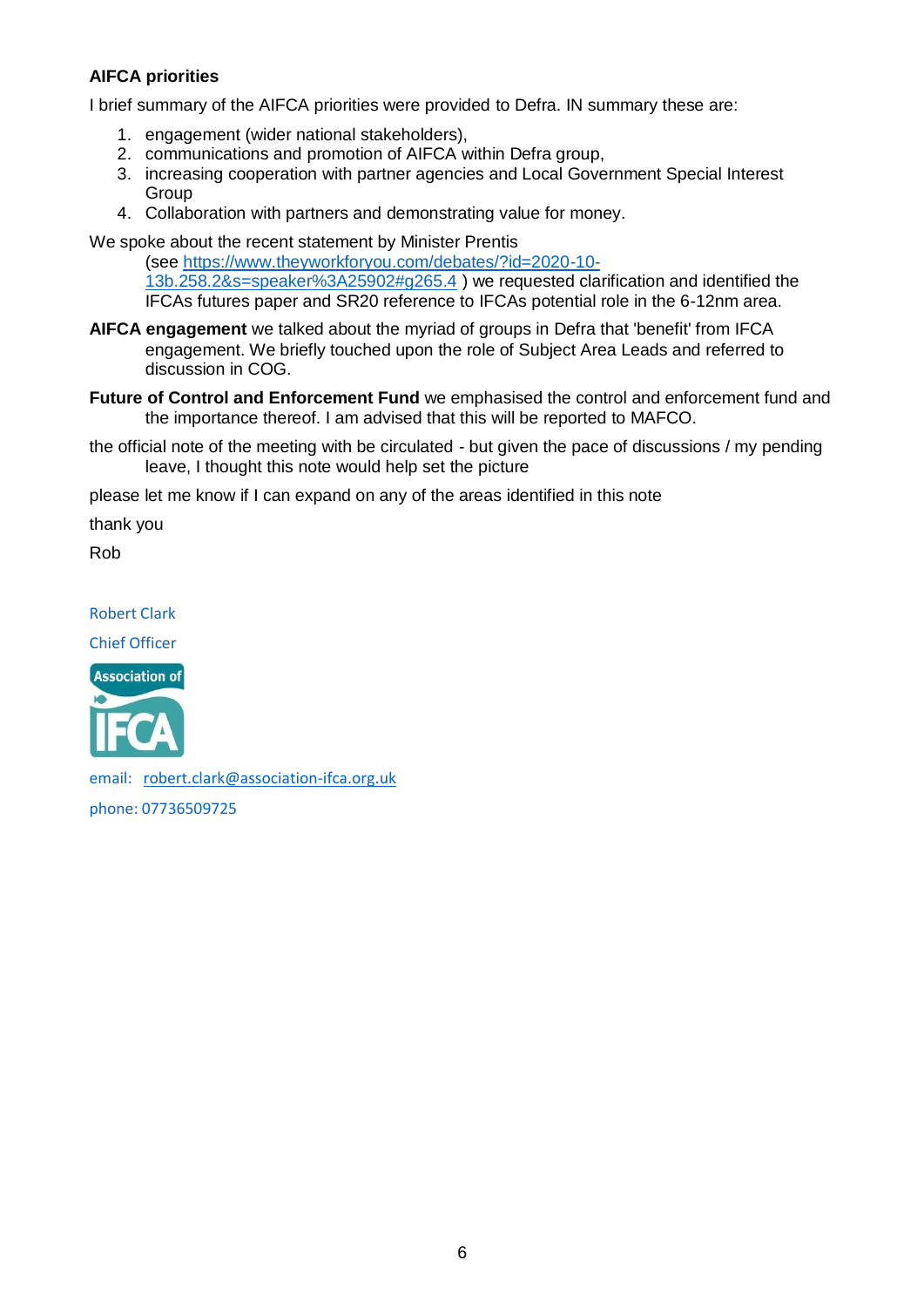**AIFCA priorities**

I brief summary of the AIFCA priorities were provided to Defra. IN summary these are:

1. engagement (wider national stakeholders),
2. communications and promotion of AIFCA within Defra group,
3. increasing cooperation with partner agencies and Local Government Special Interest Group
4. Collaboration with partners and demonstrating value for money.

We spoke about the recent statement by Minister Prentis (see https://www.theyworkforyou.com/debates/?id=2020-10-13b.258.2&s=speaker%3A25902#g265.4 ) we requested clarification and identified the IFCAs futures paper and SR20 reference to IFCAs potential role in the 6-12nm area.

**AIFCA engagement** we talked about the myriad of groups in Defra that 'benefit' from IFCA engagement. We briefly touched upon the role of Subject Area Leads and referred to discussion in COG.

**Future of Control and Enforcement Fund** we emphasised the control and enforcement fund and the importance thereof. I am advised that this will be reported to MAFCO.

the official note of the meeting with be circulated - but given the pace of discussions / my pending leave, I thought this note would help set the picture

please let me know if I can expand on any of the areas identified in this note

thank you

Rob

Robert Clark

Chief Officer

Association of IFCA

email: robert.clark@association-ifca.org.uk

phone: 07736509725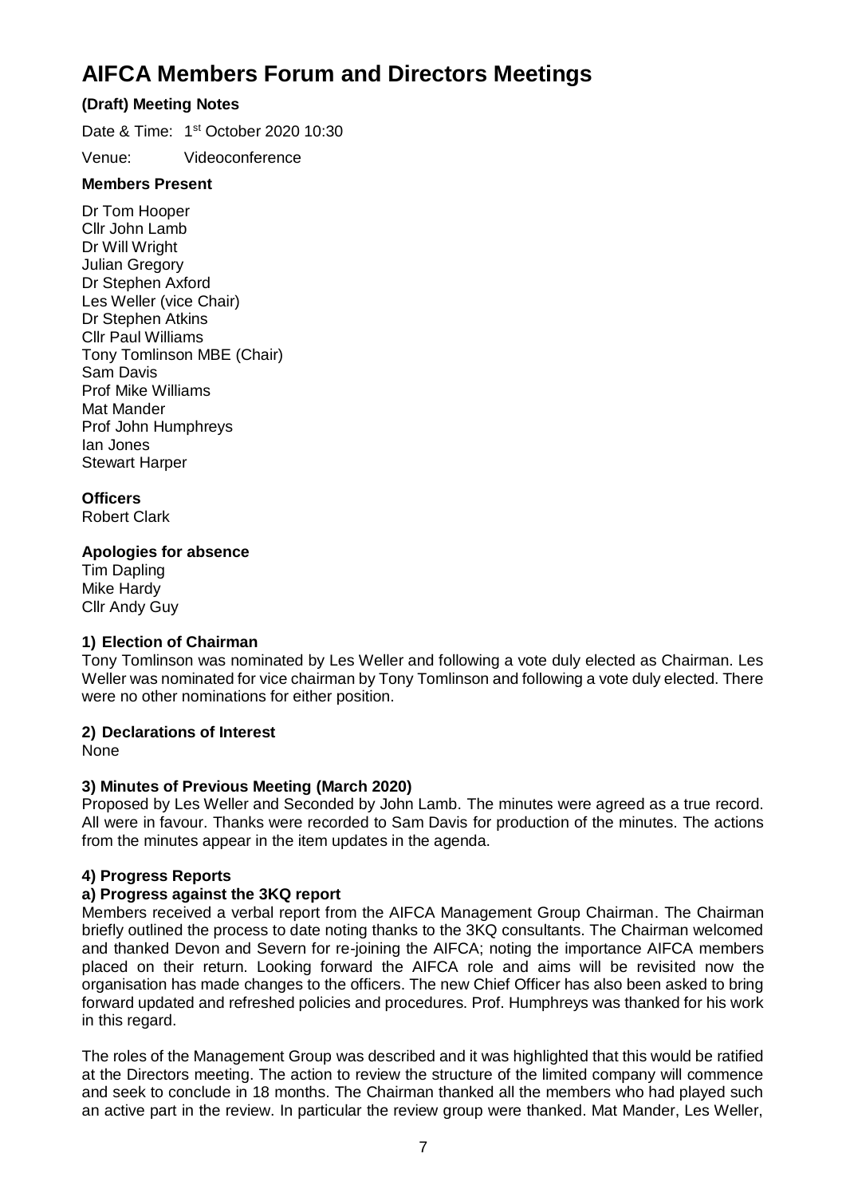# AIFCA Members Forum and Directors Meetings

**(Draft) Meeting Notes**

Date & Time: 1st October 2020 10:30

Venue: Videoconference

**Members Present**

Dr Tom Hooper
Cllr John Lamb
Dr Will Wright
Julian Gregory
Dr Stephen Axford
Les Weller (vice Chair)
Dr Stephen Atkins
Cllr Paul Williams
Tony Tomlinson MBE (Chair)
Sam Davis
Prof Mike Williams
Mat Mander
Prof John Humphreys
Ian Jones
Stewart Harper

**Officers**

Robert Clark

**Apologies for absence**

Tim Dapling
Mike Hardy
Cllr Andy Guy

**1) Election of Chairman**

Tony Tomlinson was nominated by Les Weller and following a vote duly elected as Chairman. Les Weller was nominated for vice chairman by Tony Tomlinson and following a vote duly elected. There were no other nominations for either position.

**2) Declarations of Interest**

None

**3) Minutes of Previous Meeting (March 2020)**

Proposed by Les Weller and Seconded by John Lamb. The minutes were agreed as a true record. All were in favour. Thanks were recorded to Sam Davis for production of the minutes. The actions from the minutes appear in the item updates in the agenda.

**4) Progress Reports**

**a) Progress against the 3KQ report**

Members received a verbal report from the AIFCA Management Group Chairman. The Chairman briefly outlined the process to date noting thanks to the 3KQ consultants. The Chairman welcomed and thanked Devon and Severn for re-joining the AIFCA; noting the importance AIFCA members placed on their return. Looking forward the AIFCA role and aims will be revisited now the organisation has made changes to the officers. The new Chief Officer has also been asked to bring forward updated and refreshed policies and procedures. Prof. Humphreys was thanked for his work in this regard.

The roles of the Management Group was described and it was highlighted that this would be ratified at the Directors meeting. The action to review the structure of the limited company will commence and seek to conclude in 18 months. The Chairman thanked all the members who had played such an active part in the review. In particular the review group were thanked. Mat Mander, Les Weller,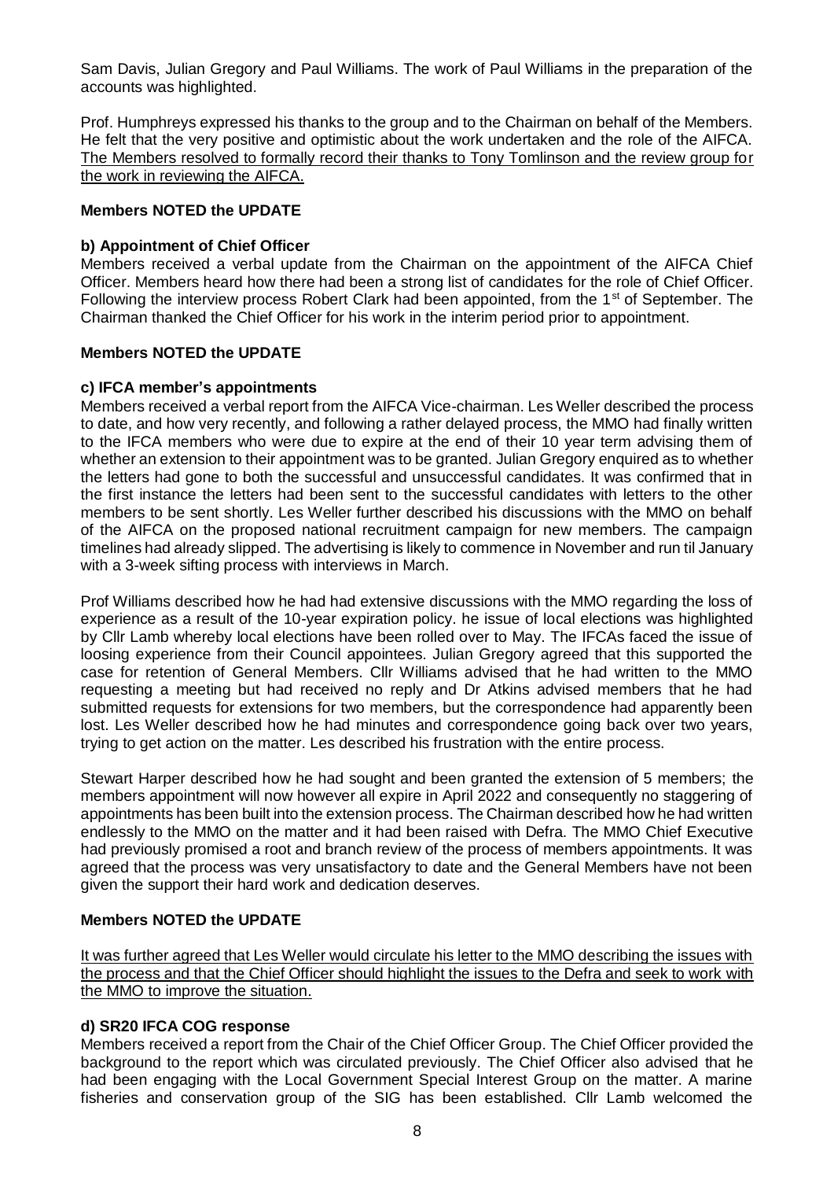Sam Davis, Julian Gregory and Paul Williams. The work of Paul Williams in the preparation of the accounts was highlighted.

Prof. Humphreys expressed his thanks to the group and to the Chairman on behalf of the Members. He felt that the very positive and optimistic about the work undertaken and the role of the AIFCA. <u>The Members resolved to formally record their thanks to Tony Tomlinson and the review group for the work in reviewing the AIFCA.</u>

**Members NOTED the UPDATE**

**b) Appointment of Chief Officer**

Members received a verbal update from the Chairman on the appointment of the AIFCA Chief Officer. Members heard how there had been a strong list of candidates for the role of Chief Officer. Following the interview process Robert Clark had been appointed, from the 1st of September. The Chairman thanked the Chief Officer for his work in the interim period prior to appointment.

**Members NOTED the UPDATE**

**c) IFCA member's appointments**

Members received a verbal report from the AIFCA Vice-chairman. Les Weller described the process to date, and how very recently, and following a rather delayed process, the MMO had finally written to the IFCA members who were due to expire at the end of their 10 year term advising them of whether an extension to their appointment was to be granted. Julian Gregory enquired as to whether the letters had gone to both the successful and unsuccessful candidates. It was confirmed that in the first instance the letters had been sent to the successful candidates with letters to the other members to be sent shortly. Les Weller further described his discussions with the MMO on behalf of the AIFCA on the proposed national recruitment campaign for new members. The campaign timelines had already slipped. The advertising is likely to commence in November and run til January with a 3-week sifting process with interviews in March.

Prof Williams described how he had had extensive discussions with the MMO regarding the loss of experience as a result of the 10-year expiration policy. he issue of local elections was highlighted by Cllr Lamb whereby local elections have been rolled over to May. The IFCAs faced the issue of loosing experience from their Council appointees. Julian Gregory agreed that this supported the case for retention of General Members. Cllr Williams advised that he had written to the MMO requesting a meeting but had received no reply and Dr Atkins advised members that he had submitted requests for extensions for two members, but the correspondence had apparently been lost. Les Weller described how he had minutes and correspondence going back over two years, trying to get action on the matter. Les described his frustration with the entire process.

Stewart Harper described how he had sought and been granted the extension of 5 members; the members appointment will now however all expire in April 2022 and consequently no staggering of appointments has been built into the extension process. The Chairman described how he had written endlessly to the MMO on the matter and it had been raised with Defra. The MMO Chief Executive had previously promised a root and branch review of the process of members appointments. It was agreed that the process was very unsatisfactory to date and the General Members have not been given the support their hard work and dedication deserves.

**Members NOTED the UPDATE**

<u>It was further agreed that Les Weller would circulate his letter to the MMO describing the issues with the process and that the Chief Officer should highlight the issues to the Defra and seek to work with the MMO to improve the situation.</u>

**d) SR20 IFCA COG response**

Members received a report from the Chair of the Chief Officer Group. The Chief Officer provided the background to the report which was circulated previously. The Chief Officer also advised that he had been engaging with the Local Government Special Interest Group on the matter. A marine fisheries and conservation group of the SIG has been established. Cllr Lamb welcomed the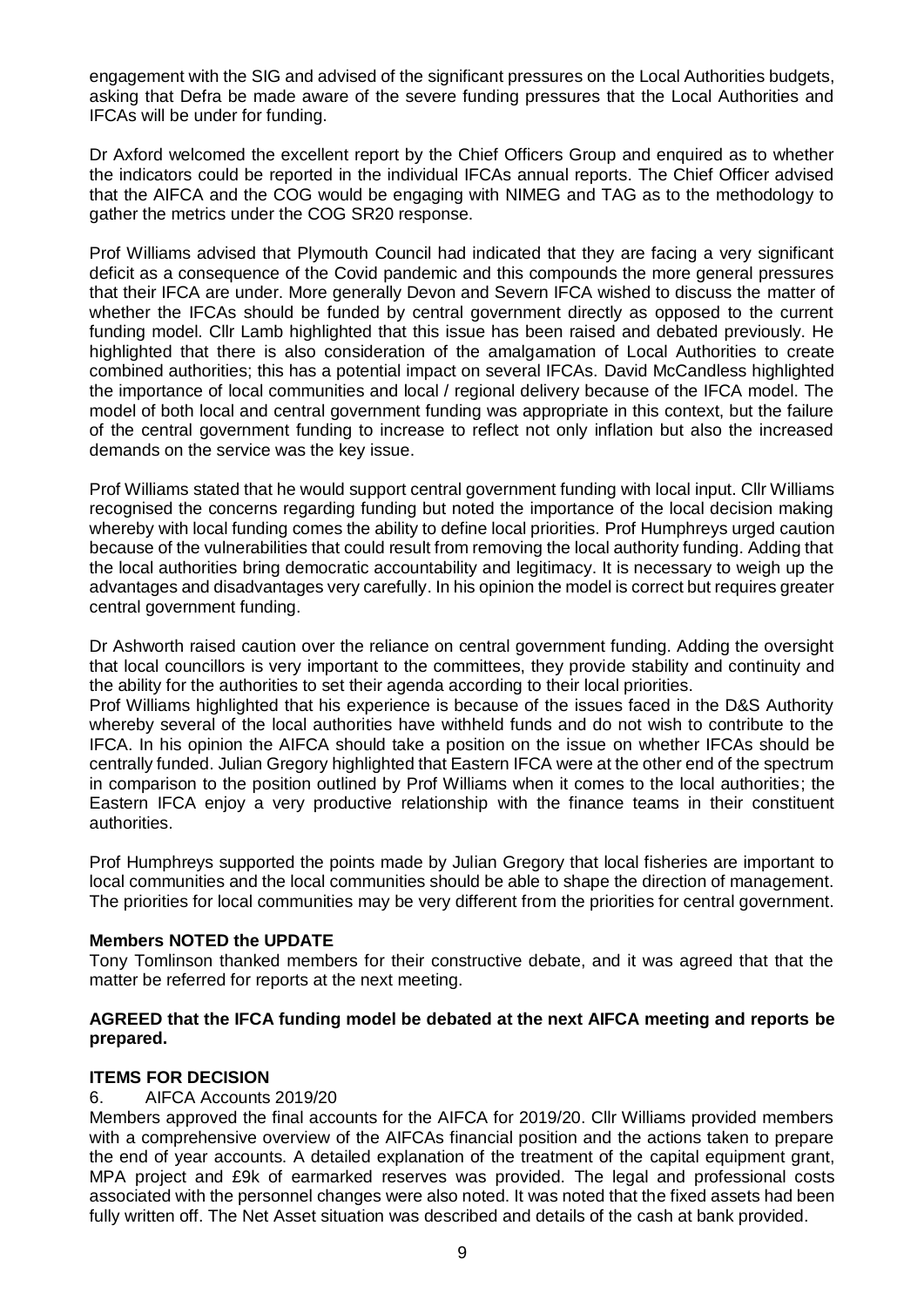engagement with the SIG and advised of the significant pressures on the Local Authorities budgets, asking that Defra be made aware of the severe funding pressures that the Local Authorities and IFCAs will be under for funding.

Dr Axford welcomed the excellent report by the Chief Officers Group and enquired as to whether the indicators could be reported in the individual IFCAs annual reports. The Chief Officer advised that the AIFCA and the COG would be engaging with NIMEG and TAG as to the methodology to gather the metrics under the COG SR20 response.

Prof Williams advised that Plymouth Council had indicated that they are facing a very significant deficit as a consequence of the Covid pandemic and this compounds the more general pressures that their IFCA are under. More generally Devon and Severn IFCA wished to discuss the matter of whether the IFCAs should be funded by central government directly as opposed to the current funding model. Cllr Lamb highlighted that this issue has been raised and debated previously. He highlighted that there is also consideration of the amalgamation of Local Authorities to create combined authorities; this has a potential impact on several IFCAs. David McCandless highlighted the importance of local communities and local / regional delivery because of the IFCA model. The model of both local and central government funding was appropriate in this context, but the failure of the central government funding to increase to reflect not only inflation but also the increased demands on the service was the key issue.

Prof Williams stated that he would support central government funding with local input. Cllr Williams recognised the concerns regarding funding but noted the importance of the local decision making whereby with local funding comes the ability to define local priorities. Prof Humphreys urged caution because of the vulnerabilities that could result from removing the local authority funding. Adding that the local authorities bring democratic accountability and legitimacy. It is necessary to weigh up the advantages and disadvantages very carefully. In his opinion the model is correct but requires greater central government funding.

Dr Ashworth raised caution over the reliance on central government funding. Adding the oversight that local councillors is very important to the committees, they provide stability and continuity and the ability for the authorities to set their agenda according to their local priorities.
Prof Williams highlighted that his experience is because of the issues faced in the D&S Authority whereby several of the local authorities have withheld funds and do not wish to contribute to the IFCA. In his opinion the AIFCA should take a position on the issue on whether IFCAs should be centrally funded. Julian Gregory highlighted that Eastern IFCA were at the other end of the spectrum in comparison to the position outlined by Prof Williams when it comes to the local authorities; the Eastern IFCA enjoy a very productive relationship with the finance teams in their constituent authorities.

Prof Humphreys supported the points made by Julian Gregory that local fisheries are important to local communities and the local communities should be able to shape the direction of management. The priorities for local communities may be very different from the priorities for central government.

**Members NOTED the UPDATE**
Tony Tomlinson thanked members for their constructive debate, and it was agreed that that the matter be referred for reports at the next meeting.

**AGREED that the IFCA funding model be debated at the next AIFCA meeting and reports be prepared.**

**ITEMS FOR DECISION**

6. AIFCA Accounts 2019/20

Members approved the final accounts for the AIFCA for 2019/20. Cllr Williams provided members with a comprehensive overview of the AIFCAs financial position and the actions taken to prepare the end of year accounts. A detailed explanation of the treatment of the capital equipment grant, MPA project and £9k of earmarked reserves was provided. The legal and professional costs associated with the personnel changes were also noted. It was noted that the fixed assets had been fully written off. The Net Asset situation was described and details of the cash at bank provided.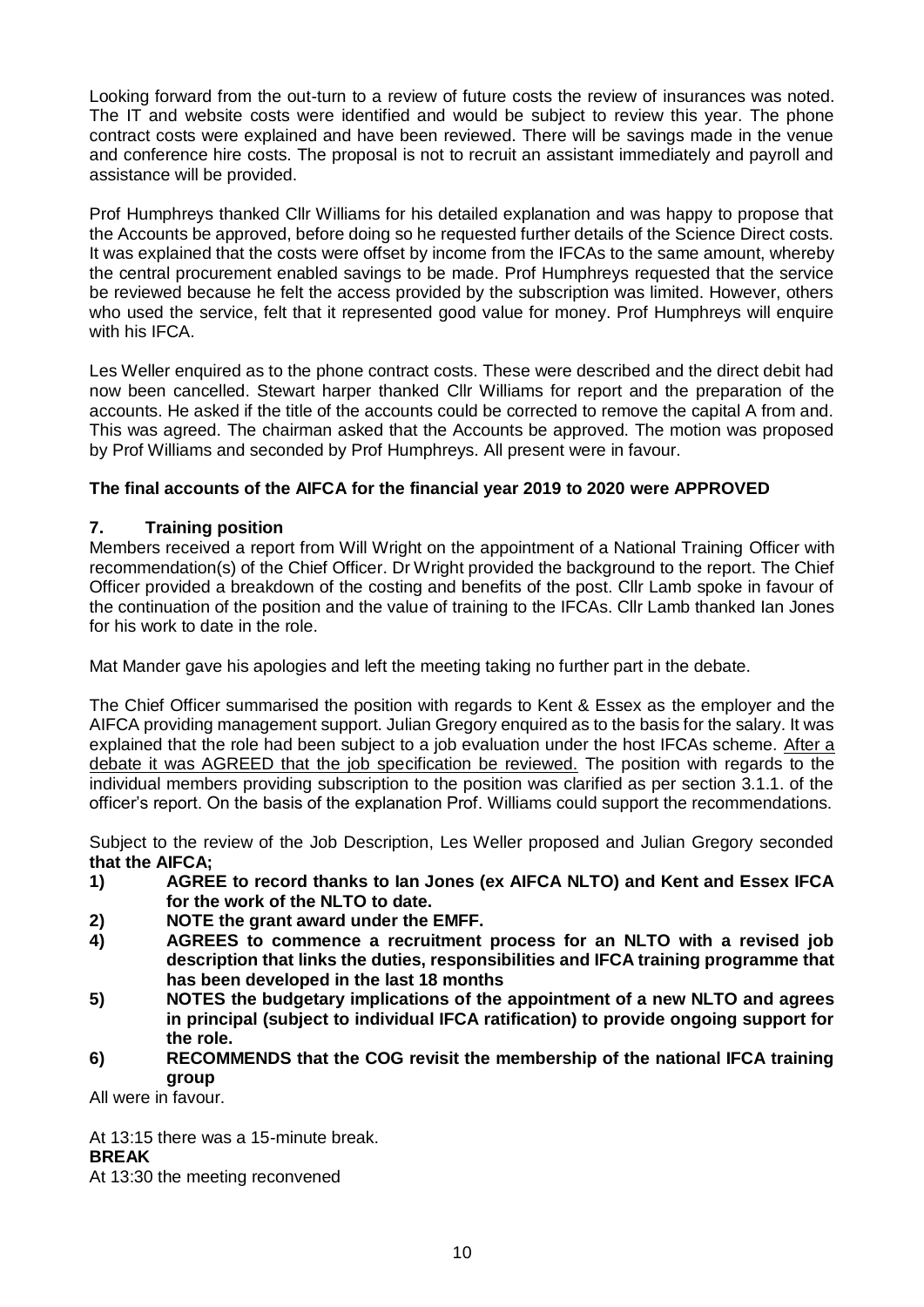Looking forward from the out-turn to a review of future costs the review of insurances was noted. The IT and website costs were identified and would be subject to review this year. The phone contract costs were explained and have been reviewed. There will be savings made in the venue and conference hire costs. The proposal is not to recruit an assistant immediately and payroll and assistance will be provided.

Prof Humphreys thanked Cllr Williams for his detailed explanation and was happy to propose that the Accounts be approved, before doing so he requested further details of the Science Direct costs. It was explained that the costs were offset by income from the IFCAs to the same amount, whereby the central procurement enabled savings to be made. Prof Humphreys requested that the service be reviewed because he felt the access provided by the subscription was limited. However, others who used the service, felt that it represented good value for money. Prof Humphreys will enquire with his IFCA.

Les Weller enquired as to the phone contract costs. These were described and the direct debit had now been cancelled. Stewart harper thanked Cllr Williams for report and the preparation of the accounts. He asked if the title of the accounts could be corrected to remove the capital A from and. This was agreed. The chairman asked that the Accounts be approved. The motion was proposed by Prof Williams and seconded by Prof Humphreys. All present were in favour.

**The final accounts of the AIFCA for the financial year 2019 to 2020 were APPROVED**

## 7. Training position

Members received a report from Will Wright on the appointment of a National Training Officer with recommendation(s) of the Chief Officer. Dr Wright provided the background to the report. The Chief Officer provided a breakdown of the costing and benefits of the post. Cllr Lamb spoke in favour of the continuation of the position and the value of training to the IFCAs. Cllr Lamb thanked Ian Jones for his work to date in the role.

Mat Mander gave his apologies and left the meeting taking no further part in the debate.

The Chief Officer summarised the position with regards to Kent & Essex as the employer and the AIFCA providing management support. Julian Gregory enquired as to the basis for the salary. It was explained that the role had been subject to a job evaluation under the host IFCAs scheme. After a debate it was AGREED that the job specification be reviewed. The position with regards to the individual members providing subscription to the position was clarified as per section 3.1.1. of the officer's report. On the basis of the explanation Prof. Williams could support the recommendations.

Subject to the review of the Job Description, Les Weller proposed and Julian Gregory seconded **that the AIFCA;**

1) **AGREE to record thanks to Ian Jones (ex AIFCA NLTO) and Kent and Essex IFCA for the work of the NLTO to date.**
2) **NOTE the grant award under the EMFF.**
4) **AGREES to commence a recruitment process for an NLTO with a revised job description that links the duties, responsibilities and IFCA training programme that has been developed in the last 18 months**
5) **NOTES the budgetary implications of the appointment of a new NLTO and agrees in principal (subject to individual IFCA ratification) to provide ongoing support for the role.**
6) **RECOMMENDS that the COG revisit the membership of the national IFCA training group**

All were in favour.

At 13:15 there was a 15-minute break.

**BREAK**

At 13:30 the meeting reconvened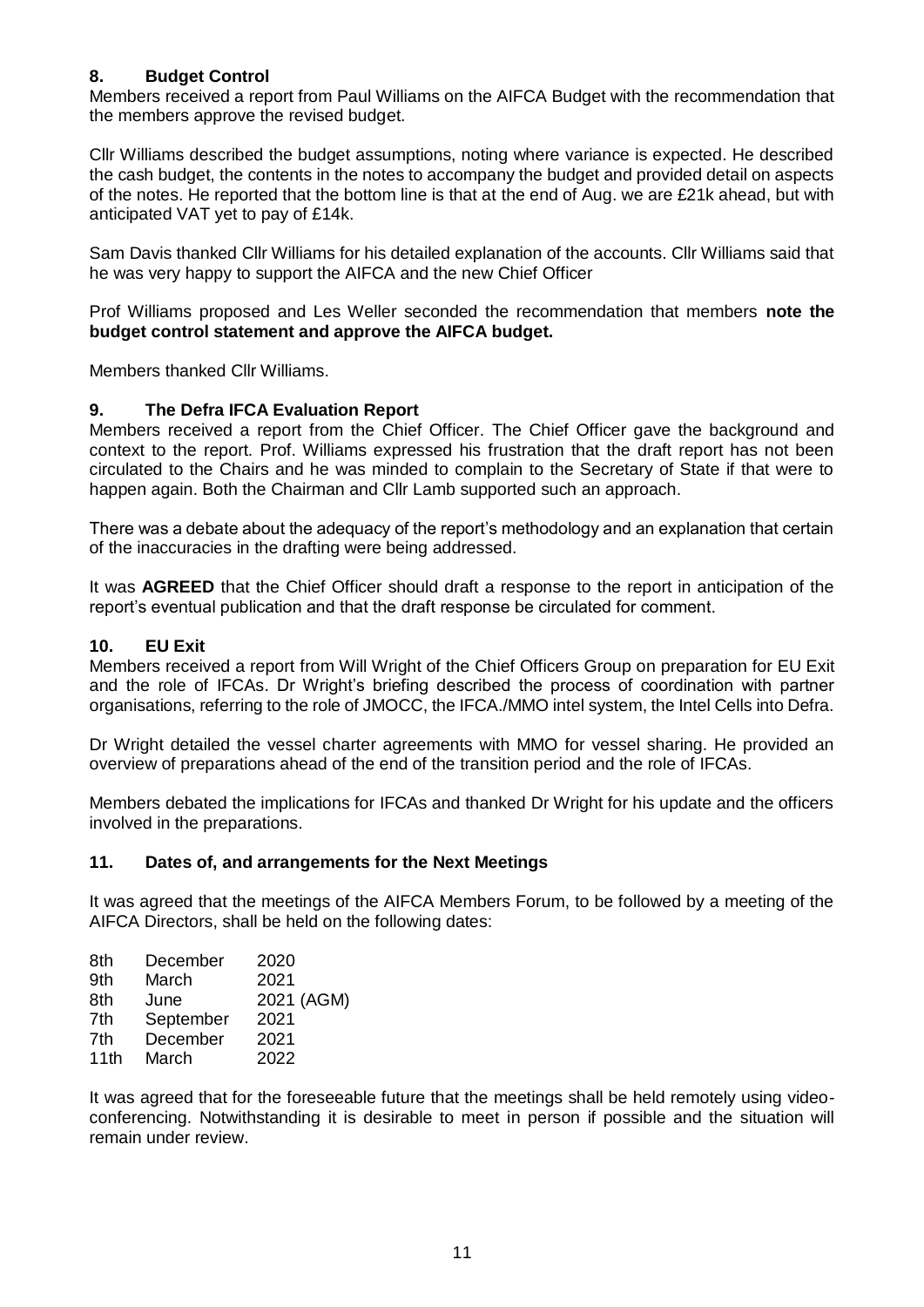## 8. Budget Control

Members received a report from Paul Williams on the AIFCA Budget with the recommendation that the members approve the revised budget.

Cllr Williams described the budget assumptions, noting where variance is expected. He described the cash budget, the contents in the notes to accompany the budget and provided detail on aspects of the notes. He reported that the bottom line is that at the end of Aug. we are £21k ahead, but with anticipated VAT yet to pay of £14k.

Sam Davis thanked Cllr Williams for his detailed explanation of the accounts. Cllr Williams said that he was very happy to support the AIFCA and the new Chief Officer

Prof Williams proposed and Les Weller seconded the recommendation that members **note the budget control statement and approve the AIFCA budget.**

Members thanked Cllr Williams.

## 9. The Defra IFCA Evaluation Report

Members received a report from the Chief Officer. The Chief Officer gave the background and context to the report. Prof. Williams expressed his frustration that the draft report has not been circulated to the Chairs and he was minded to complain to the Secretary of State if that were to happen again. Both the Chairman and Cllr Lamb supported such an approach.

There was a debate about the adequacy of the report's methodology and an explanation that certain of the inaccuracies in the drafting were being addressed.

It was **AGREED** that the Chief Officer should draft a response to the report in anticipation of the report's eventual publication and that the draft response be circulated for comment.

## 10. EU Exit

Members received a report from Will Wright of the Chief Officers Group on preparation for EU Exit and the role of IFCAs. Dr Wright's briefing described the process of coordination with partner organisations, referring to the role of JMOCC, the IFCA./MMO intel system, the Intel Cells into Defra.

Dr Wright detailed the vessel charter agreements with MMO for vessel sharing. He provided an overview of preparations ahead of the end of the transition period and the role of IFCAs.

Members debated the implications for IFCAs and thanked Dr Wright for his update and the officers involved in the preparations.

## 11. Dates of, and arrangements for the Next Meetings

It was agreed that the meetings of the AIFCA Members Forum, to be followed by a meeting of the AIFCA Directors, shall be held on the following dates:

| | | |
|---|---|---|
| 8th | December | 2020 |
| 9th | March | 2021 |
| 8th | June | 2021 (AGM) |
| 7th | September | 2021 |
| 7th | December | 2021 |
| 11th | March | 2022 |

It was agreed that for the foreseeable future that the meetings shall be held remotely using video-conferencing. Notwithstanding it is desirable to meet in person if possible and the situation will remain under review.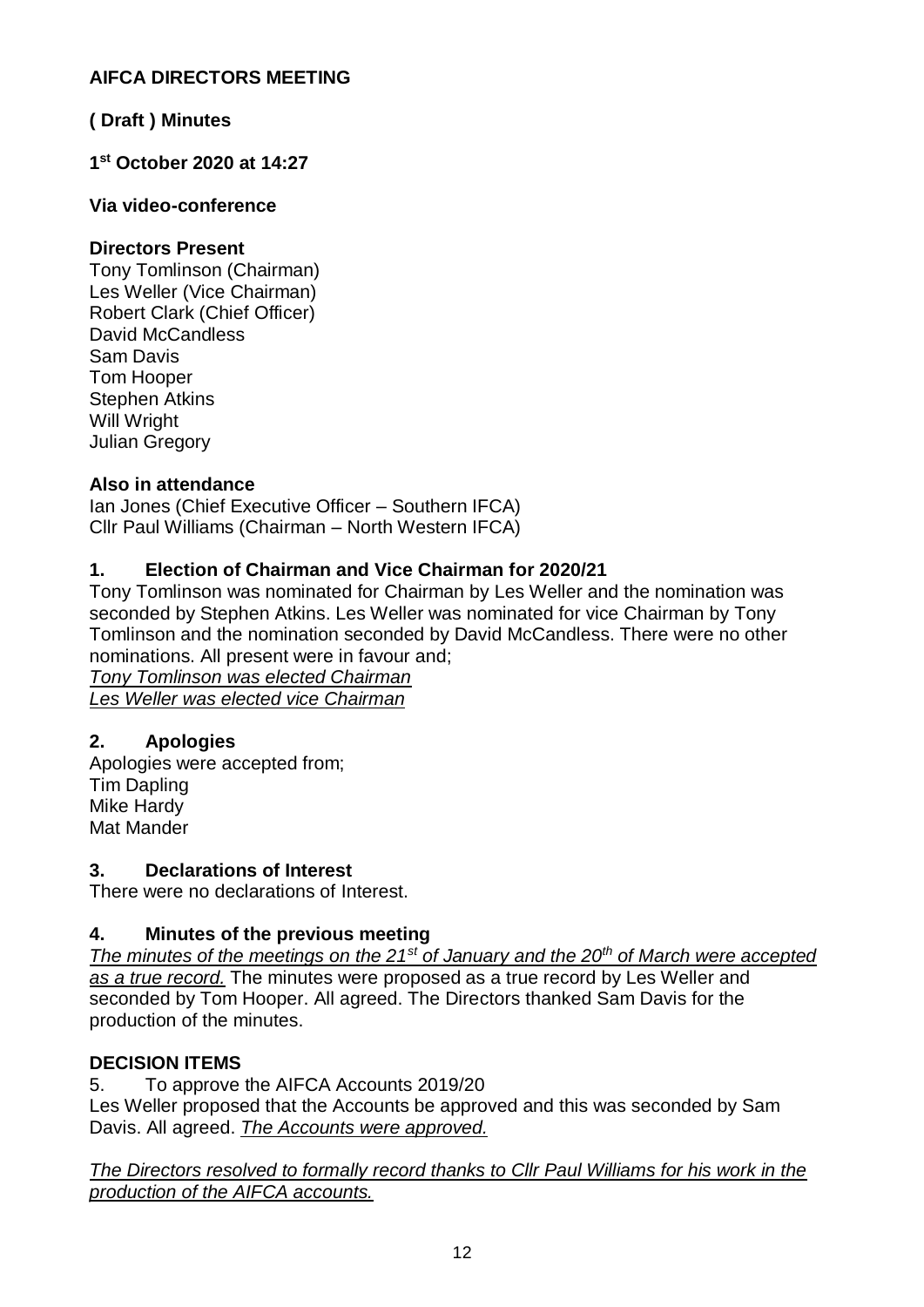**AIFCA DIRECTORS MEETING**

**( Draft ) Minutes**

**1st October 2020 at 14:27**

**Via video-conference**

**Directors Present**

Tony Tomlinson (Chairman)
Les Weller (Vice Chairman)
Robert Clark (Chief Officer)
David McCandless
Sam Davis
Tom Hooper
Stephen Atkins
Will Wright
Julian Gregory

**Also in attendance**

Ian Jones (Chief Executive Officer – Southern IFCA)
Cllr Paul Williams (Chairman – North Western IFCA)

## 1. Election of Chairman and Vice Chairman for 2020/21

Tony Tomlinson was nominated for Chairman by Les Weller and the nomination was seconded by Stephen Atkins. Les Weller was nominated for vice Chairman by Tony Tomlinson and the nomination seconded by David McCandless. There were no other nominations. All present were in favour and;
*Tony Tomlinson was elected Chairman*
*Les Weller was elected vice Chairman*

## 2. Apologies

Apologies were accepted from;
Tim Dapling
Mike Hardy
Mat Mander

## 3. Declarations of Interest

There were no declarations of Interest.

## 4. Minutes of the previous meeting

*The minutes of the meetings on the 21st of January and the 20th of March were accepted as a true record.* The minutes were proposed as a true record by Les Weller and seconded by Tom Hooper. All agreed. The Directors thanked Sam Davis for the production of the minutes.

## DECISION ITEMS

5. To approve the AIFCA Accounts 2019/20

Les Weller proposed that the Accounts be approved and this was seconded by Sam Davis. All agreed. *The Accounts were approved.*

*The Directors resolved to formally record thanks to Cllr Paul Williams for his work in the production of the AIFCA accounts.*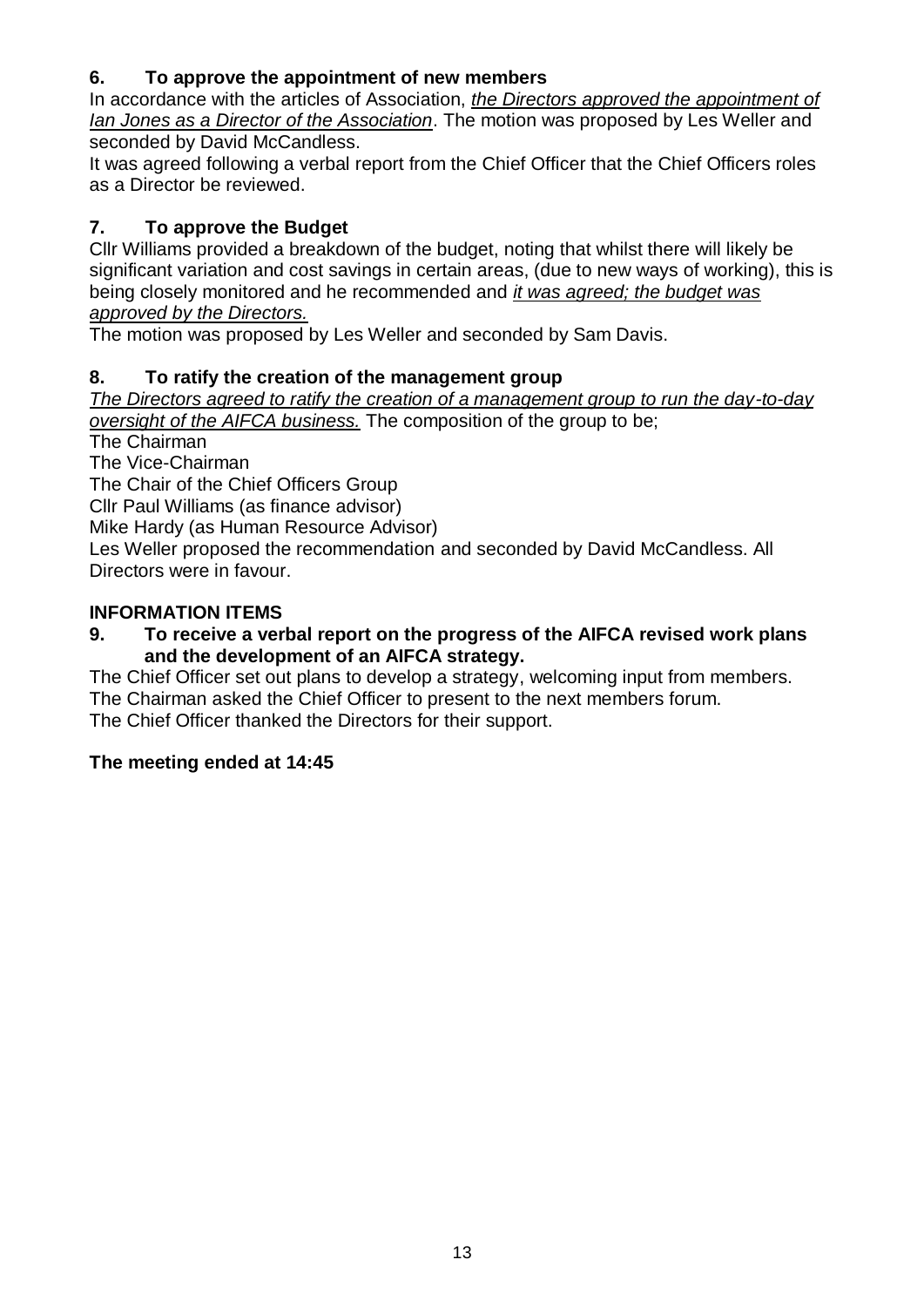## 6. To approve the appointment of new members

In accordance with the articles of Association, *the Directors approved the appointment of Ian Jones as a Director of the Association*. The motion was proposed by Les Weller and seconded by David McCandless.

It was agreed following a verbal report from the Chief Officer that the Chief Officers roles as a Director be reviewed.

## 7. To approve the Budget

Cllr Williams provided a breakdown of the budget, noting that whilst there will likely be significant variation and cost savings in certain areas, (due to new ways of working), this is being closely monitored and he recommended and *it was agreed; the budget was approved by the Directors.*

The motion was proposed by Les Weller and seconded by Sam Davis.

## 8. To ratify the creation of the management group

*The Directors agreed to ratify the creation of a management group to run the day-to-day oversight of the AIFCA business.* The composition of the group to be;

The Chairman
The Vice-Chairman
The Chair of the Chief Officers Group
Cllr Paul Williams (as finance advisor)
Mike Hardy (as Human Resource Advisor)

Les Weller proposed the recommendation and seconded by David McCandless. All Directors were in favour.

## INFORMATION ITEMS

## 9. To receive a verbal report on the progress of the AIFCA revised work plans and the development of an AIFCA strategy.

The Chief Officer set out plans to develop a strategy, welcoming input from members.
The Chairman asked the Chief Officer to present to the next members forum.
The Chief Officer thanked the Directors for their support.

**The meeting ended at 14:45**